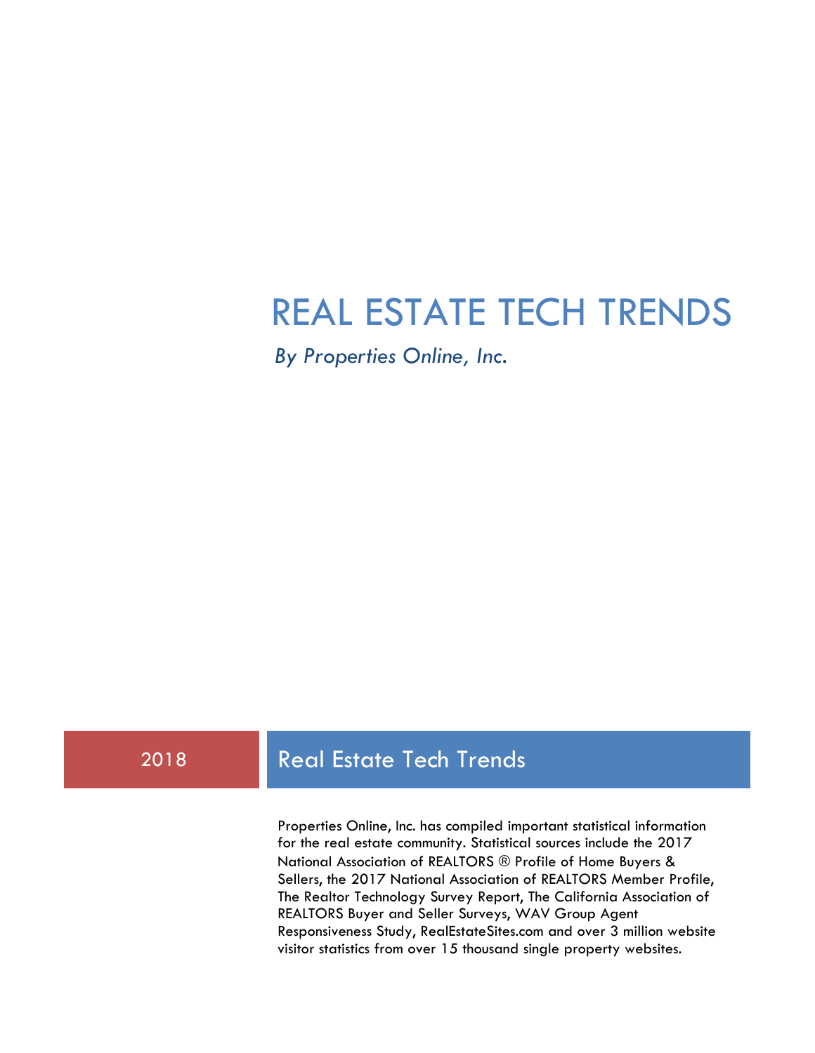# REAL ESTATE TECH TRENDS

*By Properties Online, Inc.*

2018

## Real Estate Tech Trends

Properties Online, Inc. has compiled important statistical information for the real estate community. Statistical sources include the 2017 National Association of REALTORS ® Profile of Home Buyers & Sellers, the 2017 National Association of REALTORS Member Profile, The Realtor Technology Survey Report, The California Association of REALTORS Buyer and Seller Surveys, WAV Group Agent Responsiveness Study, RealEstateSites.com and over 3 million website visitor statistics from over 15 thousand single property websites.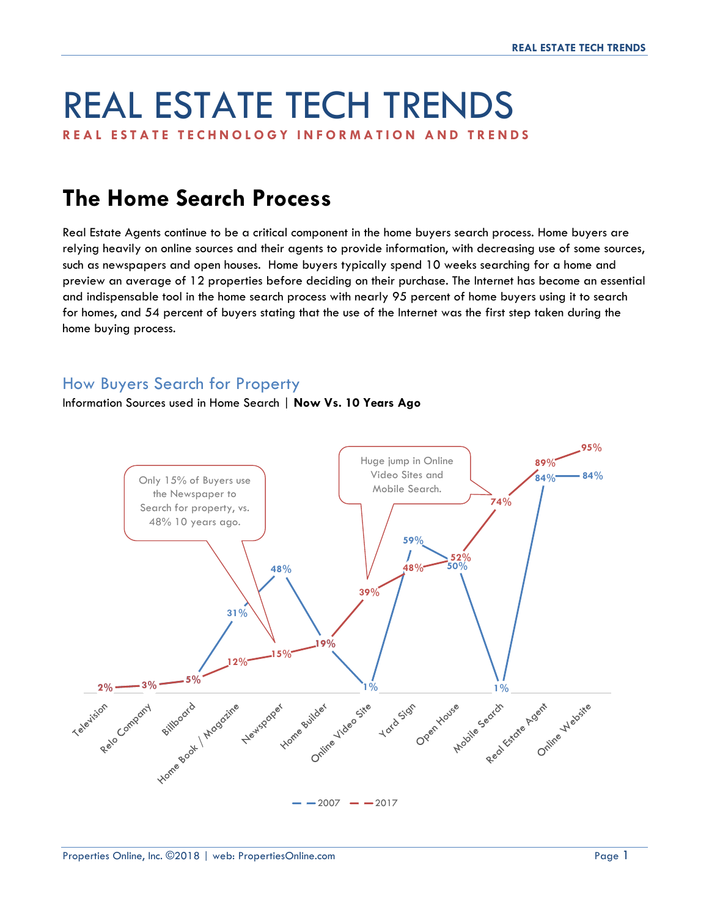# REAL ESTATE TECH TRENDS

**REAL ESTATE TECHNOLOGY INFORMATION AND TRENDS**

## The Home Search Process

Real Estate Agents continue to be a critical component in the home buyers search process. Home buyers are relying heavily on online sources and their agents to provide information, with decreasing use of some sources, such as newspapers and open houses. Home buyers typically spend 10 weeks searching for a home and preview an average of 12 properties before deciding on their purchase. The Internet has become an essential and indispensable tool in the home search process with nearly 95 percent of home buyers using it to search for homes, and 54 percent of buyers stating that the use of the Internet was the first step taken during the home buying process.

### How Buyers Search for Property

Information Sources used in Home Search | **Now Vs. 10 Years Ago**

Only 15% of Buyers use the Newspaper to Search for property, vs. 48% 10 years ago.

Huge jump in Online Video Sites and Mobile Search.

| Source | 2007 | 2017 |
|---|---|---|
| Television | | 2% |
| Relo Company | | 3% |
| Billboard | | 5% |
| Home Book / Magazine | 31% | 12% |
| Newspaper | 48% | 15% |
| Home Builder | | 19% |
| Online Video Site | 1% | 39% |
| Yard Sign | 59% | 48% |
| Open House | 50% | 52% |
| Mobile Search | 1% | 74% |
| Real Estate Agent | 84% | 89% |
| Online Website | 84% | 95% |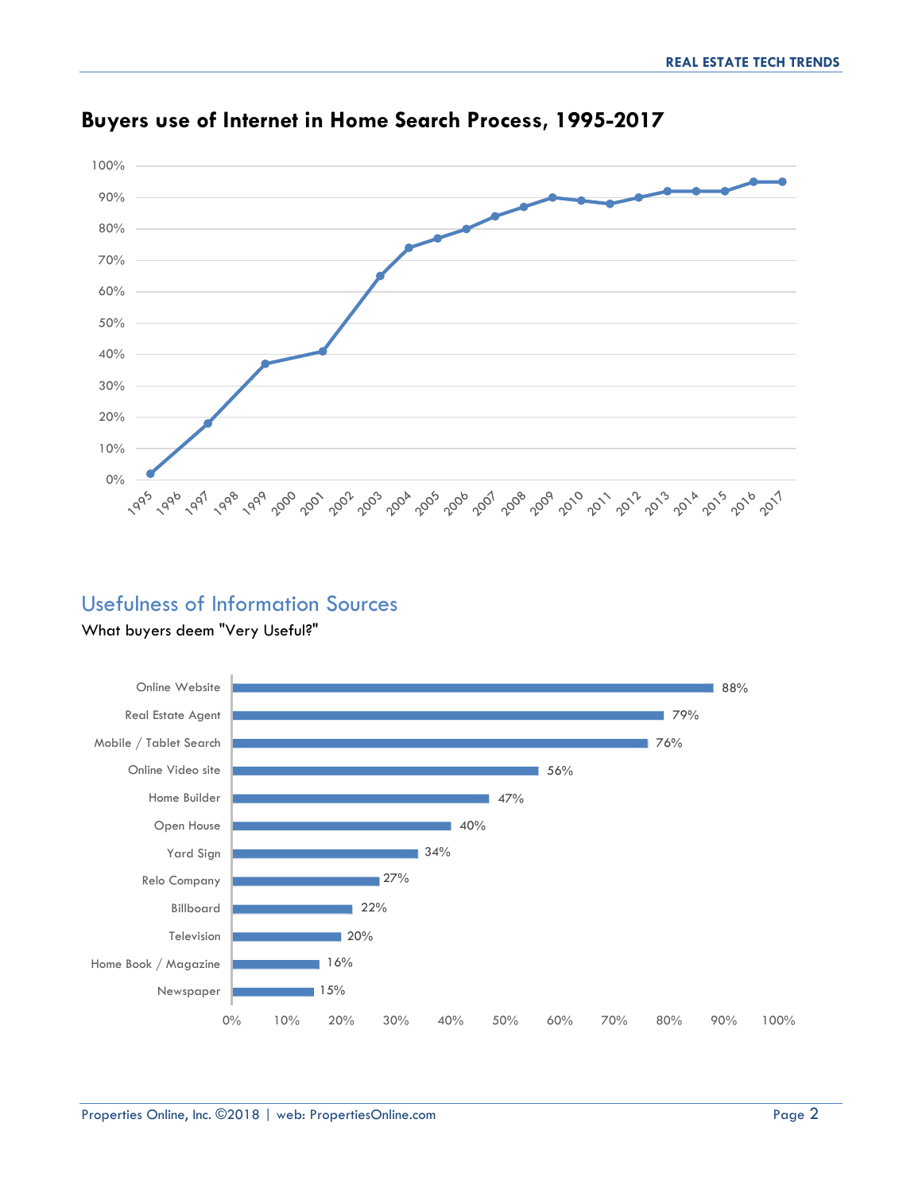## Buyers use of Internet in Home Search Process, 1995-2017

| Year | Percent |
|---|---|
| 1995 | 2% |
| 1997 | 18% |
| 1999 | 37% |
| 2001 | 41% |
| 2003 | 65% |
| 2004 | 74% |
| 2005 | 77% |
| 2006 | 80% |
| 2007 | 84% |
| 2008 | 87% |
| 2009 | 90% |
| 2010 | 89% |
| 2011 | 88% |
| 2012 | 90% |
| 2013 | 92% |
| 2014 | 92% |
| 2015 | 92% |
| 2016 | 95% |
| 2017 | 95% |

## Usefulness of Information Sources

What buyers deem "Very Useful?"

| Source | Percent |
|---|---|
| Online Website | 88% |
| Real Estate Agent | 79% |
| Mobile / Tablet Search | 76% |
| Online Video site | 56% |
| Home Builder | 47% |
| Open House | 40% |
| Yard Sign | 34% |
| Relo Company | 27% |
| Billboard | 22% |
| Television | 20% |
| Home Book / Magazine | 16% |
| Newspaper | 15% |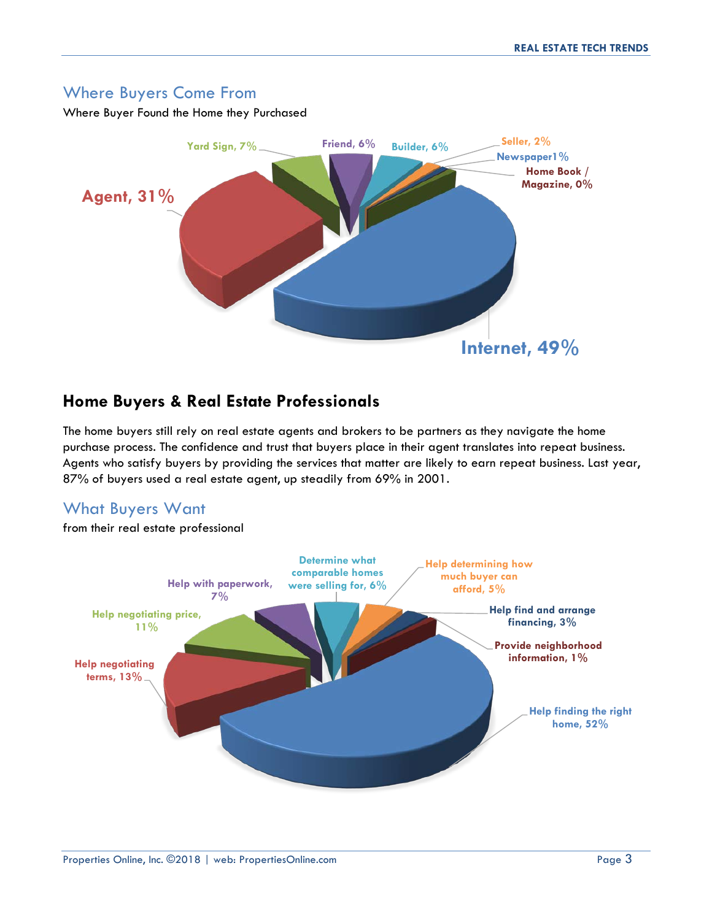## Where Buyers Come From

Where Buyer Found the Home they Purchased

Agent, 31%

Yard Sign, 7%

Friend, 6%

Builder, 6%

Seller, 2%

Newspaper1%

Home Book / Magazine, 0%

Internet, 49%

## Home Buyers & Real Estate Professionals

The home buyers still rely on real estate agents and brokers to be partners as they navigate the home purchase process. The confidence and trust that buyers place in their agent translates into repeat business. Agents who satisfy buyers by providing the services that matter are likely to earn repeat business. Last year, 87% of buyers used a real estate agent, up steadily from 69% in 2001.

## What Buyers Want

from their real estate professional

Help with paperwork, 7%

Determine what comparable homes were selling for, 6%

Help determining how much buyer can afford, 5%

Help negotiating price, 11%

Help find and arrange financing, 3%

Provide neighborhood information, 1%

Help negotiating terms, 13%

Help finding the right home, 52%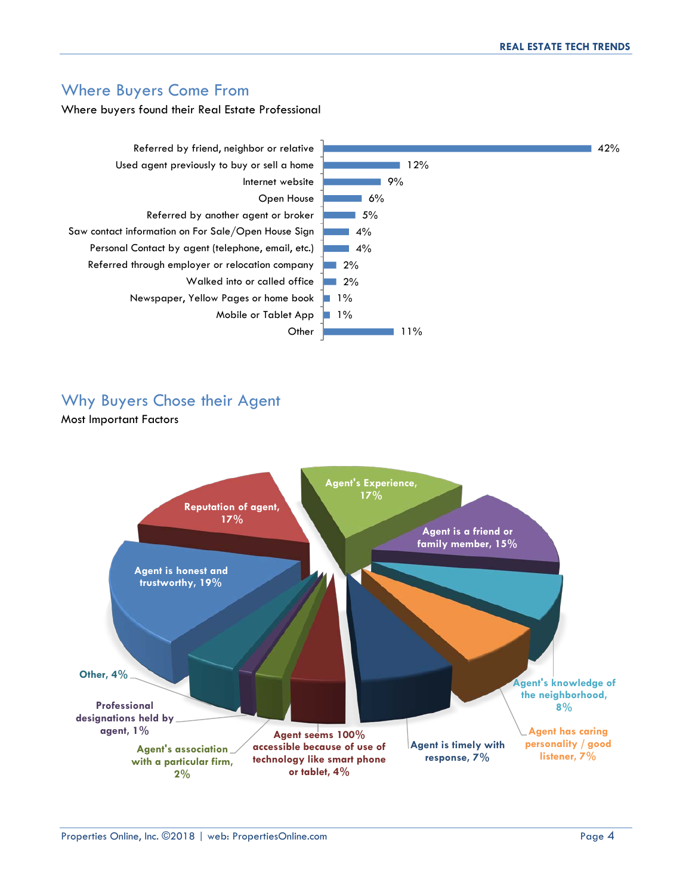## Where Buyers Come From

Where buyers found their Real Estate Professional

| Source | Percentage |
|---|---|
| Referred by friend, neighbor or relative | 42% |
| Used agent previously to buy or sell a home | 12% |
| Internet website | 9% |
| Open House | 6% |
| Referred by another agent or broker | 5% |
| Saw contact information on For Sale/Open House Sign | 4% |
| Personal Contact by agent (telephone, email, etc.) | 4% |
| Referred through employer or relocation company | 2% |
| Walked into or called office | 2% |
| Newspaper, Yellow Pages or home book | 1% |
| Mobile or Tablet App | 1% |
| Other | 11% |

## Why Buyers Chose their Agent

Most Important Factors

| Factor | Percentage |
|---|---|
| Agent is honest and trustworthy | 19% |
| Reputation of agent | 17% |
| Agent's Experience | 17% |
| Agent is a friend or family member | 15% |
| Agent's knowledge of the neighborhood | 8% |
| Agent has caring personality / good listener | 7% |
| Agent is timely with response | 7% |
| Agent seems 100% accessible because of use of technology like smart phone or tablet | 4% |
| Agent's association with a particular firm | 2% |
| Professional designations held by agent | 1% |
| Other | 4% |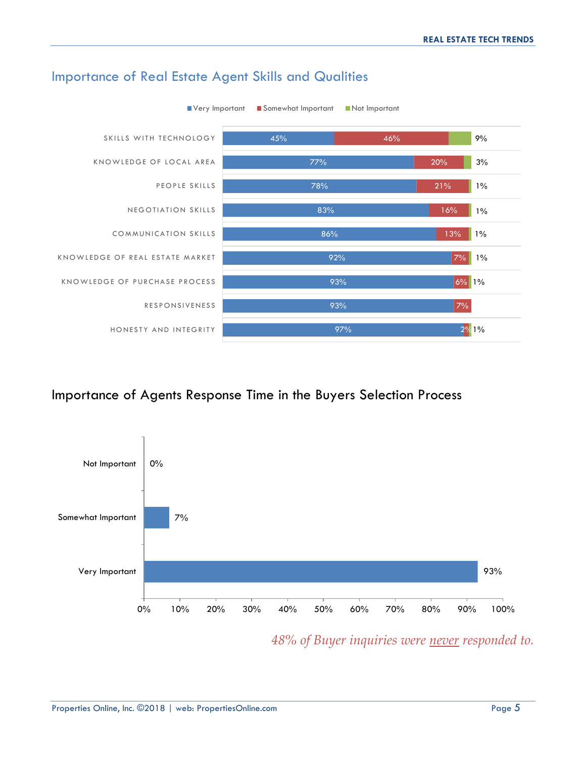## Importance of Real Estate Agent Skills and Qualities

| Skill / Quality | Very Important | Somewhat Important | Not Important |
|---|---|---|---|
| Skills with Technology | 45% | 46% | 9% |
| Knowledge of Local Area | 77% | 20% | 3% |
| People Skills | 78% | 21% | 1% |
| Negotiation Skills | 83% | 16% | 1% |
| Communication Skills | 86% | 13% | 1% |
| Knowledge of Real Estate Market | 92% | 7% | 1% |
| Knowledge of Purchase Process | 93% | 6% | 1% |
| Responsiveness | 93% | 7% | |
| Honesty and Integrity | 97% | 2% | 1% |

## Importance of Agents Response Time in the Buyers Selection Process

| Response | Percentage |
|---|---|
| Not Important | 0% |
| Somewhat Important | 7% |
| Very Important | 93% |

*48% of Buyer inquiries were never responded to.*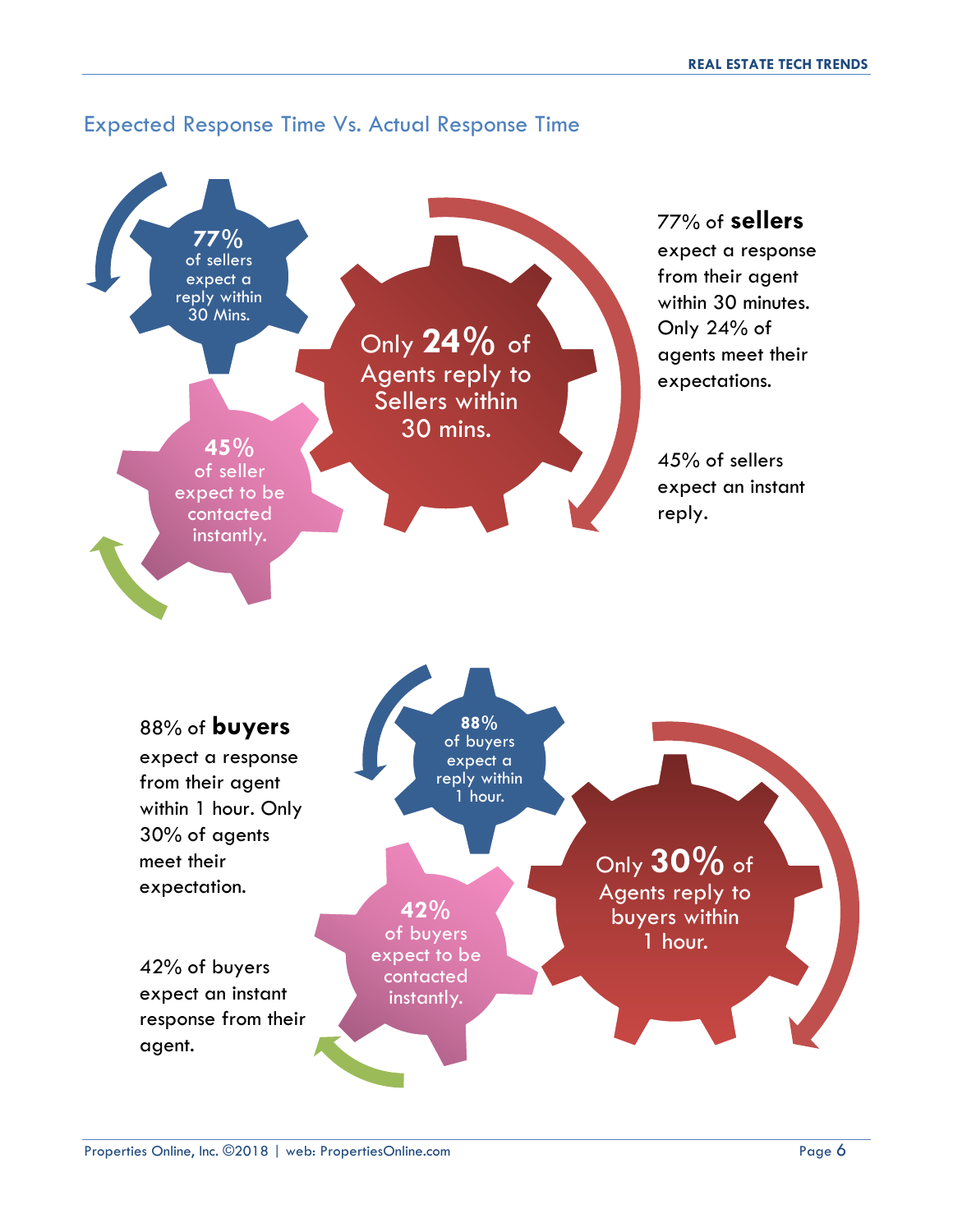## Expected Response Time Vs. Actual Response Time

**77%** of sellers expect a reply within 30 Mins.

Only **24%** of Agents reply to Sellers within 30 mins.

**45%** of seller expect to be contacted instantly.

77% of **sellers** expect a response from their agent within 30 minutes. Only 24% of agents meet their expectations.

45% of sellers expect an instant reply.

88% of **buyers** expect a response from their agent within 1 hour. Only 30% of agents meet their expectation.

42% of buyers expect an instant response from their agent.

**88%** of buyers expect a reply within 1 hour.

**42%** of buyers expect to be contacted instantly.

Only **30%** of Agents reply to buyers within 1 hour.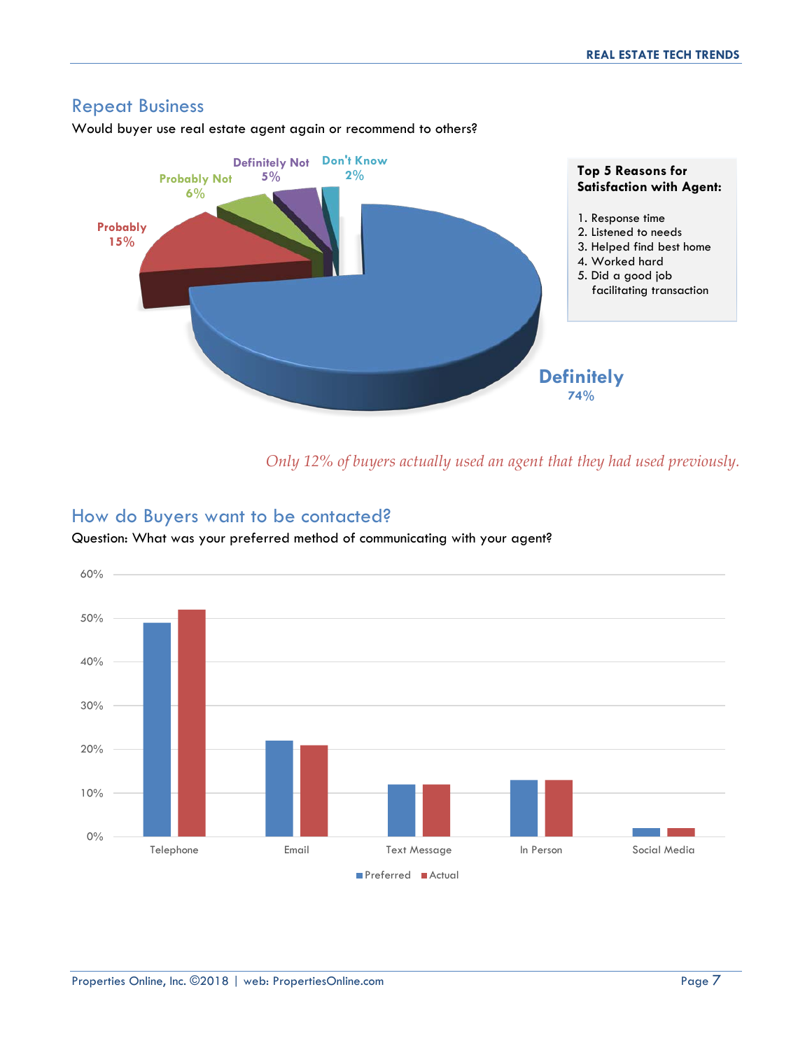## Repeat Business

Would buyer use real estate agent again or recommend to others?

Definitely 74%
Probably 15%
Probably Not 6%
Definitely Not 5%
Don't Know 2%

**Top 5 Reasons for Satisfaction with Agent:**

1. Response time
2. Listened to needs
3. Helped find best home
4. Worked hard
5. Did a good job facilitating transaction

*Only 12% of buyers actually used an agent that they had used previously.*

## How do Buyers want to be contacted?

Question: What was your preferred method of communicating with your agent?

| | Preferred | Actual |
|---|---|---|
| Telephone | 49% | 52% |
| Email | 22% | 21% |
| Text Message | 12% | 12% |
| In Person | 13% | 13% |
| Social Media | 2% | 2% |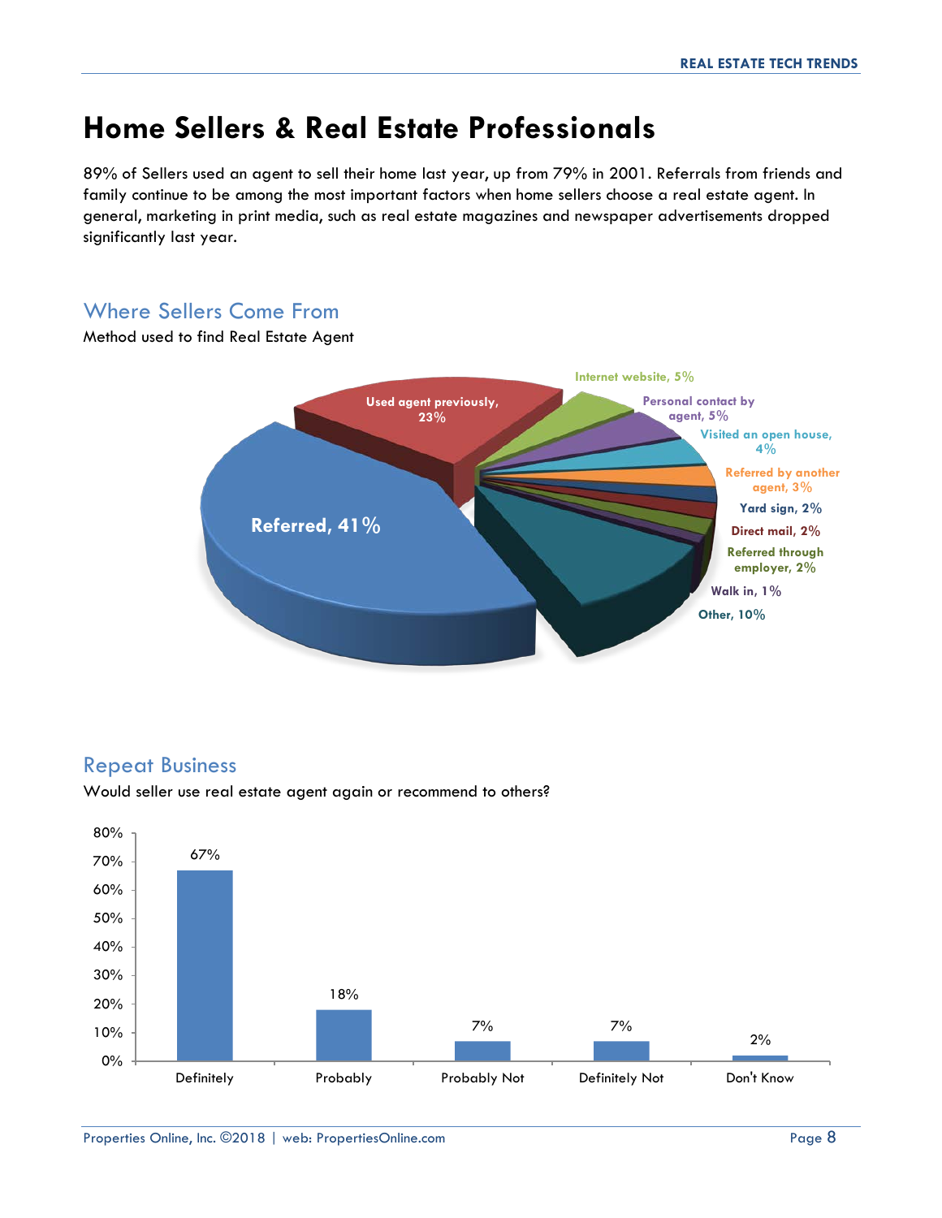# Home Sellers & Real Estate Professionals

89% of Sellers used an agent to sell their home last year, up from 79% in 2001. Referrals from friends and family continue to be among the most important factors when home sellers choose a real estate agent. In general, marketing in print media, such as real estate magazines and newspaper advertisements dropped significantly last year.

## Where Sellers Come From

Method used to find Real Estate Agent

| Method | Percentage |
|---|---|
| Referred | 41% |
| Used agent previously | 23% |
| Internet website | 5% |
| Personal contact by agent | 5% |
| Visited an open house | 4% |
| Referred by another agent | 3% |
| Yard sign | 2% |
| Direct mail | 2% |
| Referred through employer | 2% |
| Walk in | 1% |
| Other | 10% |

## Repeat Business

Would seller use real estate agent again or recommend to others?

| Response | Percentage |
|---|---|
| Definitely | 67% |
| Probably | 18% |
| Probably Not | 7% |
| Definitely Not | 7% |
| Don't Know | 2% |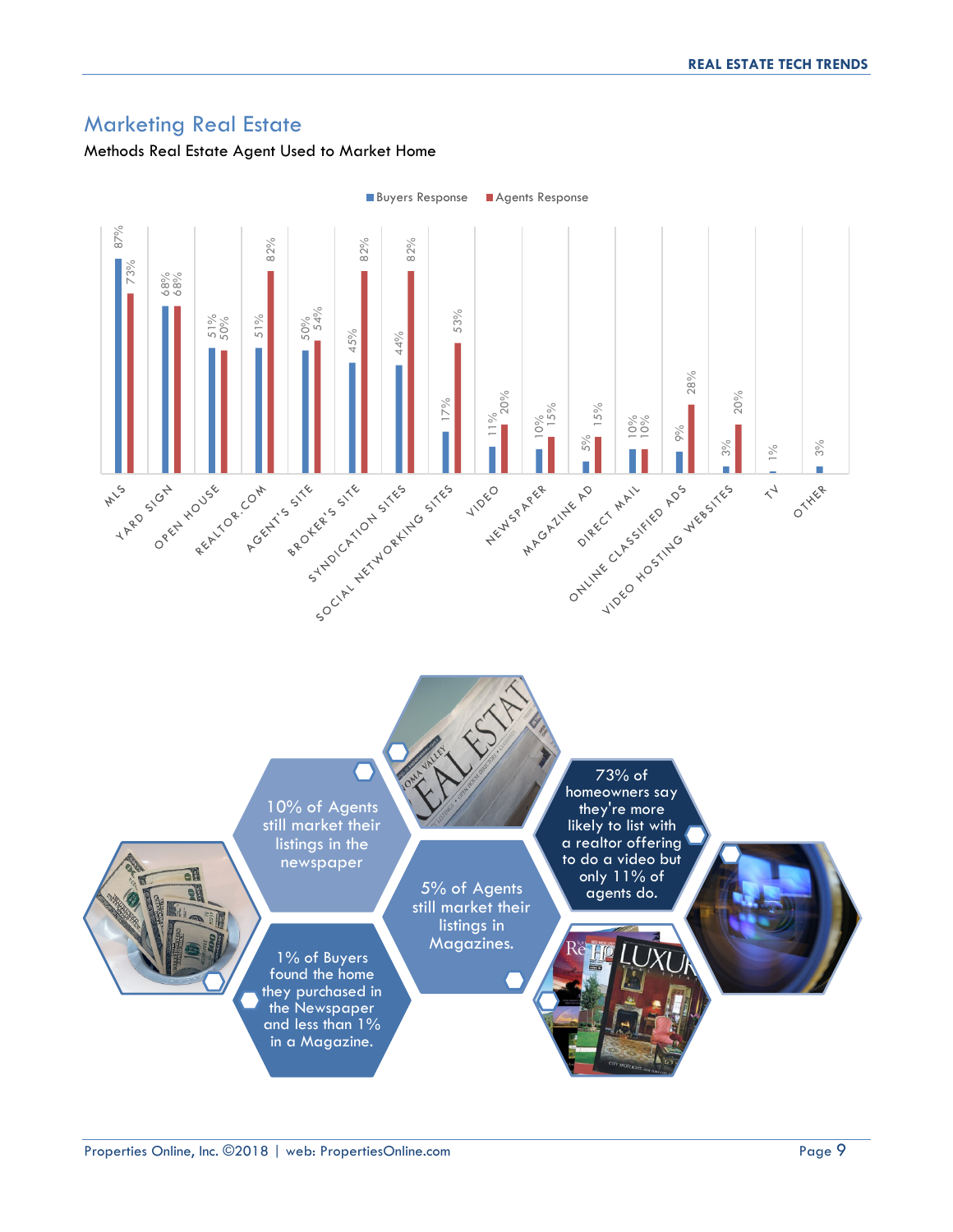## Marketing Real Estate

Methods Real Estate Agent Used to Market Home

| Method | Buyers Response | Agents Response |
|---|---|---|
| MLS | 87% | 73% |
| Yard Sign | 68% | 68% |
| Open House | 51% | 50% |
| Realtor.com | 51% | 82% |
| Agent's Site | 50% | 54% |
| Broker's Site | 45% | 82% |
| Syndication Sites | 44% | 82% |
| Social Networking Sites | 17% | 53% |
| Video | 11% | 20% |
| Newspaper | 10% | 15% |
| Magazine Ad | 5% | 15% |
| Direct Mail | 10% | 10% |
| Online Classified Ads | 9% | 28% |
| Video Hosting Websites | 3% | 20% |
| TV | 1% | |
| Other | 3% | |

10% of Agents still market their listings in the newspaper

5% of Agents still market their listings in Magazines.

73% of homeowners say they're more likely to list with a realtor offering to do a video but only 11% of agents do.

1% of Buyers found the home they purchased in the Newspaper and less than 1% in a Magazine.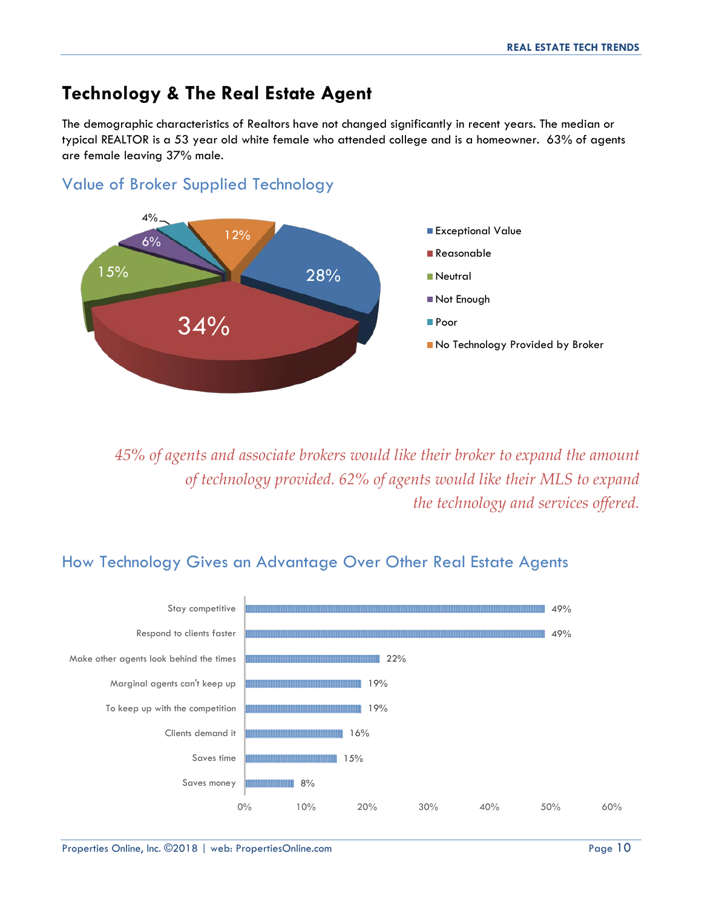## Technology & The Real Estate Agent

The demographic characteristics of Realtors have not changed significantly in recent years. The median or typical REALTOR is a 53 year old white female who attended college and is a homeowner. 63% of agents are female leaving 37% male.

### Value of Broker Supplied Technology

| Response | Percentage |
| --- | --- |
| Exceptional Value | 28% |
| Reasonable | 34% |
| Neutral | 15% |
| Not Enough | 6% |
| Poor | 4% |
| No Technology Provided by Broker | 12% |

*45% of agents and associate brokers would like their broker to expand the amount of technology provided. 62% of agents would like their MLS to expand the technology and services offered.*

### How Technology Gives an Advantage Over Other Real Estate Agents

| Advantage | Percentage |
| --- | --- |
| Stay competitive | 49% |
| Respond to clients faster | 49% |
| Make other agents look behind the times | 22% |
| Marginal agents can't keep up | 19% |
| To keep up with the competition | 19% |
| Clients demand it | 16% |
| Saves time | 15% |
| Saves money | 8% |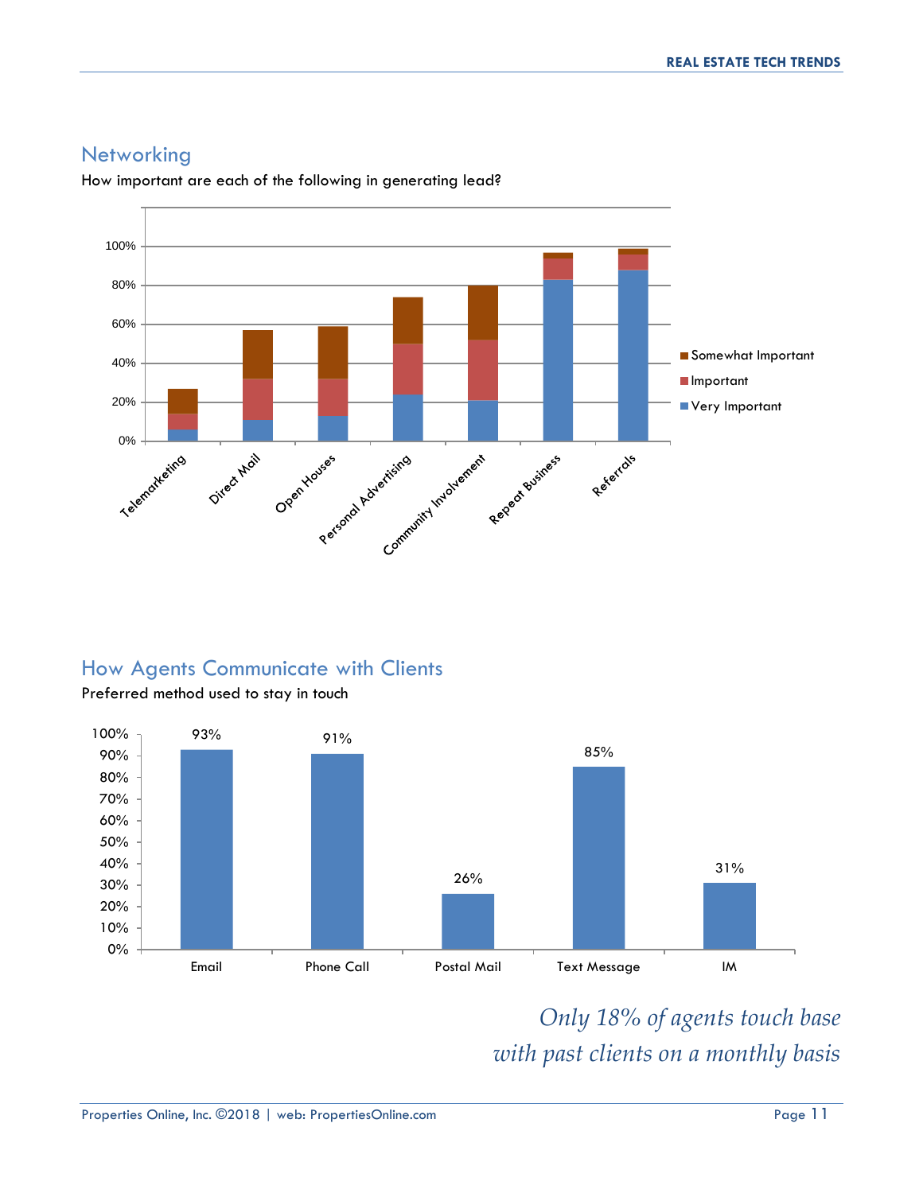## Networking

How important are each of the following in generating lead?

## How Agents Communicate with Clients

Preferred method used to stay in touch

| Method | Percentage |
| --- | --- |
| Email | 93% |
| Phone Call | 91% |
| Postal Mail | 26% |
| Text Message | 85% |
| IM | 31% |

*Only 18% of agents touch base with past clients on a monthly basis*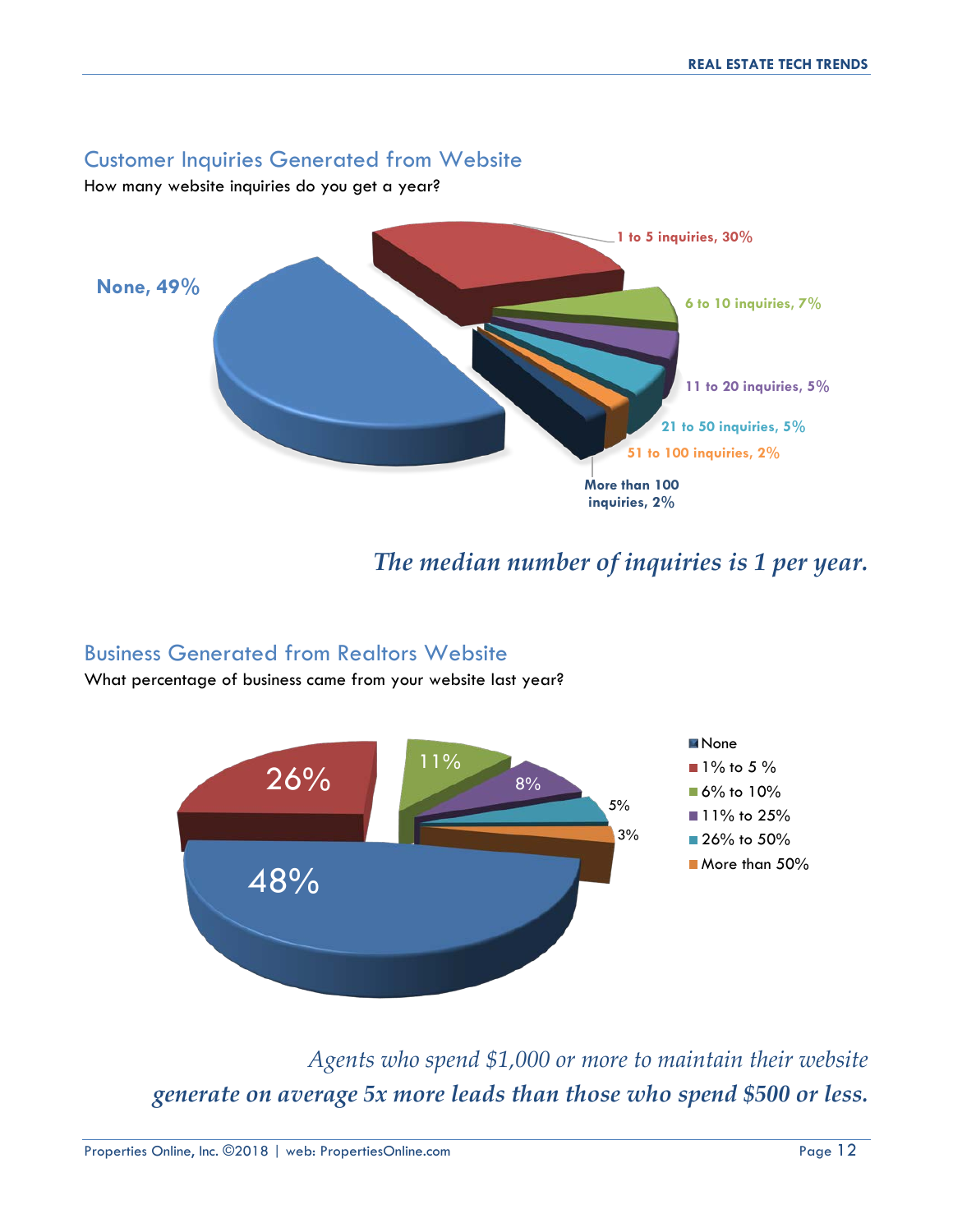## Customer Inquiries Generated from Website

How many website inquiries do you get a year?

| Response | Percentage |
| --- | --- |
| None | 49% |
| 1 to 5 inquiries | 30% |
| 6 to 10 inquiries | 7% |
| 11 to 20 inquiries | 5% |
| 21 to 50 inquiries | 5% |
| 51 to 100 inquiries | 2% |
| More than 100 inquiries | 2% |

***The median number of inquiries is 1 per year.***

## Business Generated from Realtors Website

What percentage of business came from your website last year?

| Response | Percentage |
| --- | --- |
| None | 48% |
| 1% to 5 % | 26% |
| 6% to 10% | 11% |
| 11% to 25% | 8% |
| 26% to 50% | 5% |
| More than 50% | 3% |

*Agents who spend $1,000 or more to maintain their website*
***generate on average 5x more leads than those who spend $500 or less.***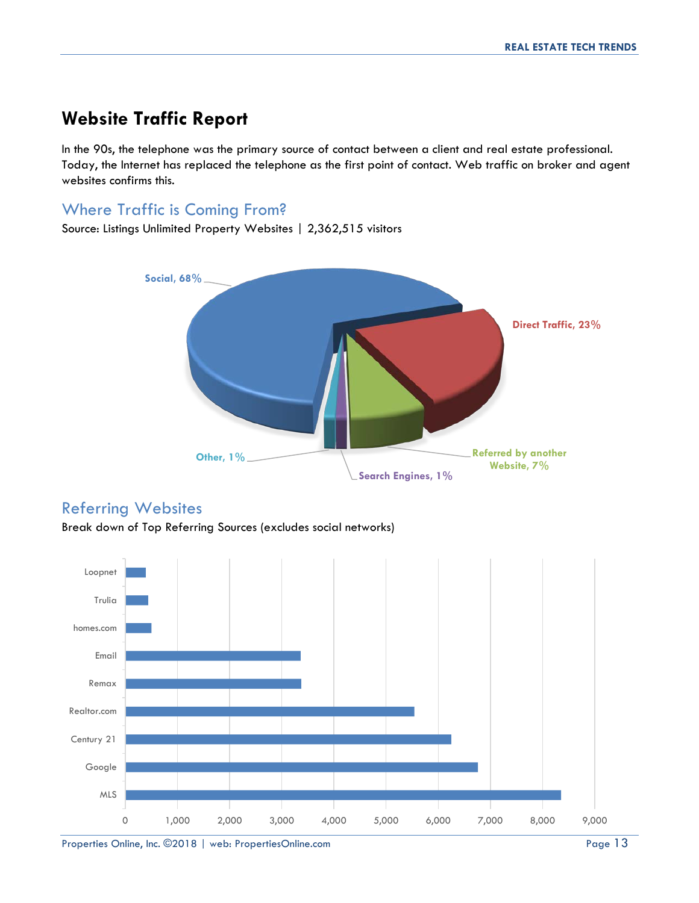## Website Traffic Report

In the 90s, the telephone was the primary source of contact between a client and real estate professional. Today, the Internet has replaced the telephone as the first point of contact. Web traffic on broker and agent websites confirms this.

### Where Traffic is Coming From?

Source: Listings Unlimited Property Websites | 2,362,515 visitors

Social, 68%

Direct Traffic, 23%

Referred by another Website, 7%

Search Engines, 1%

Other, 1%

### Referring Websites

Break down of Top Referring Sources (excludes social networks)

Loopnet

Trulia

homes.com

Email

Remax

Realtor.com

Century 21

Google

MLS

0 1,000 2,000 3,000 4,000 5,000 6,000 7,000 8,000 9,000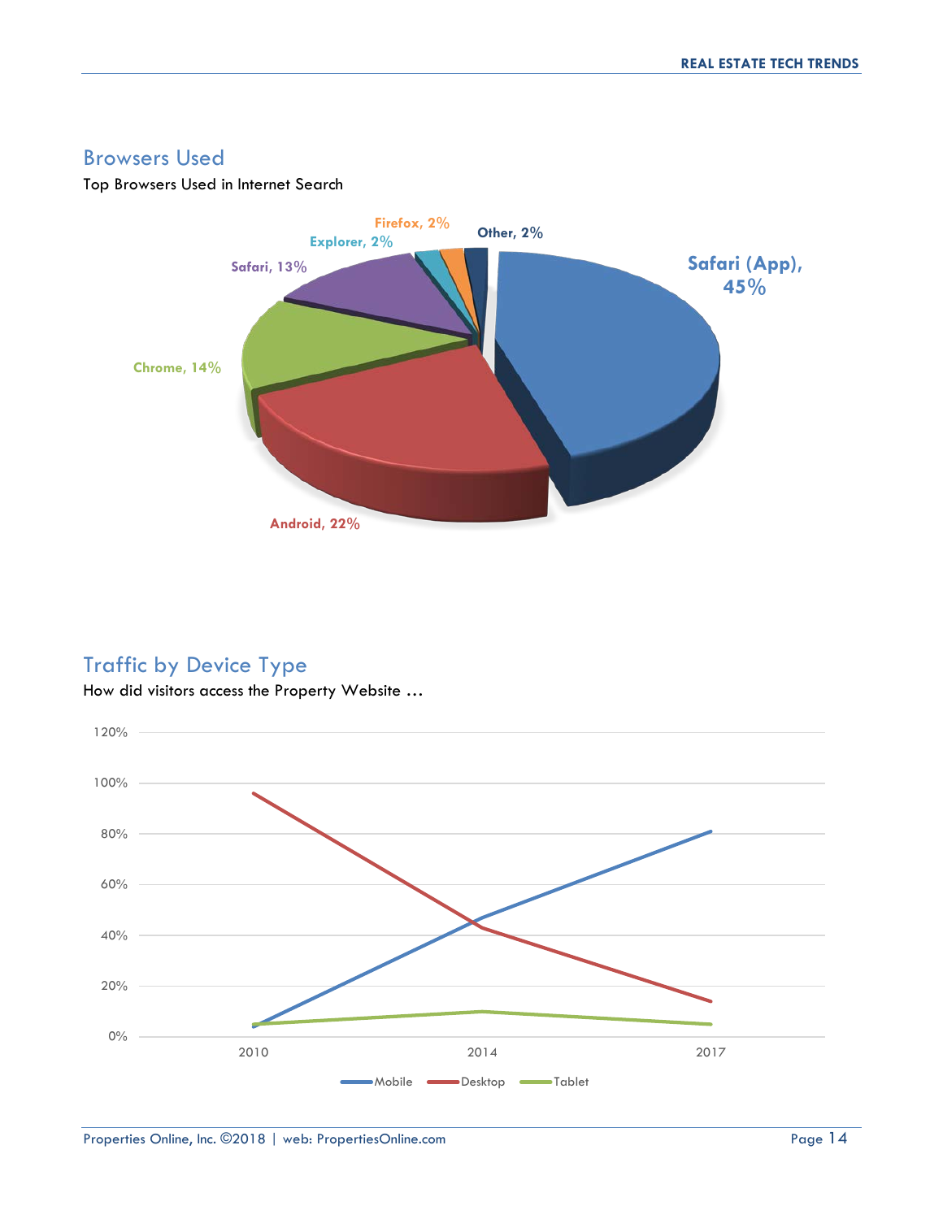## Browsers Used

Top Browsers Used in Internet Search

Firefox, 2%
Explorer, 2%
Other, 2%
Safari, 13%
Safari (App), 45%
Chrome, 14%
Android, 22%

## Traffic by Device Type

How did visitors access the Property Website …

120%
100%
80%
60%
40%
20%
0%

2010 2014 2017

Mobile Desktop Tablet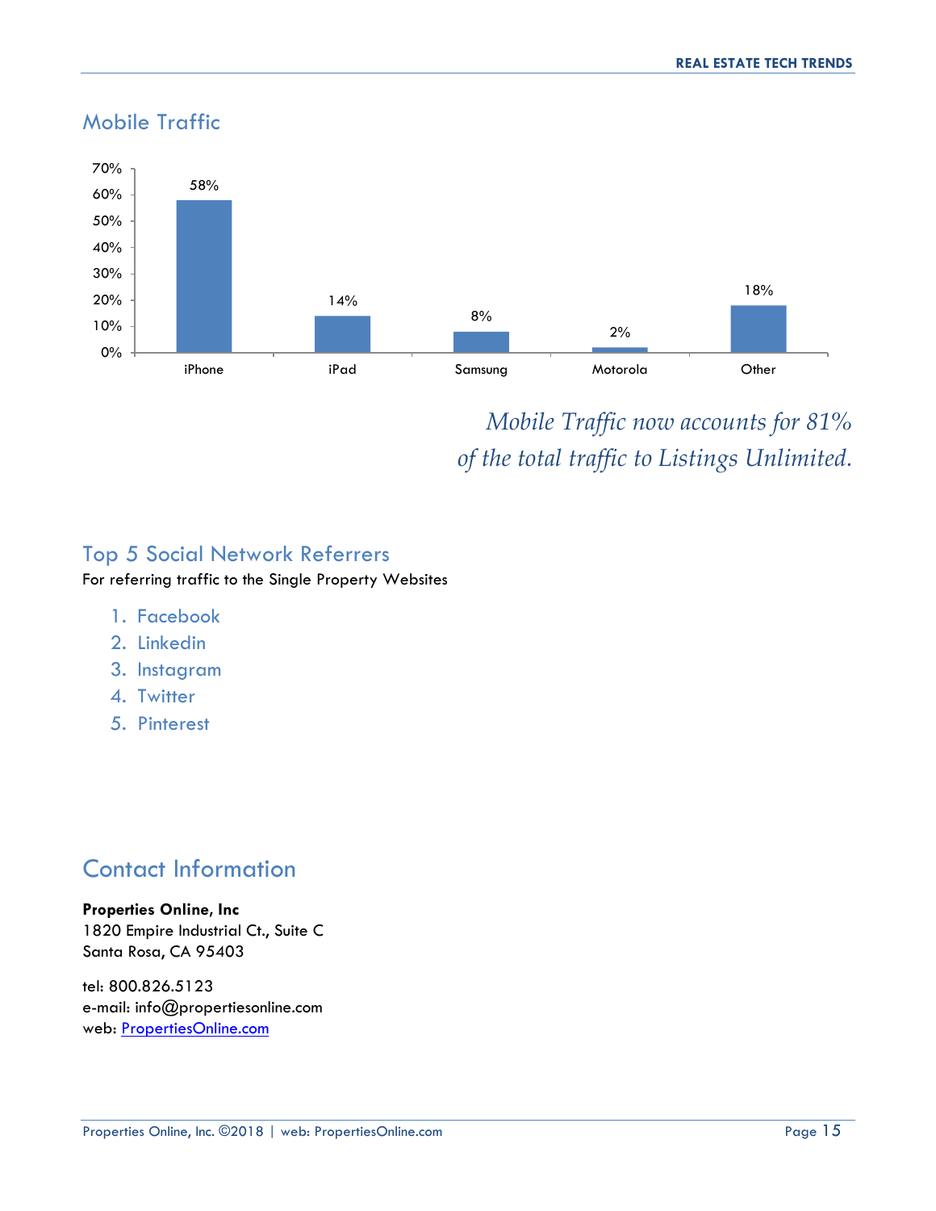## Mobile Traffic

70%
60%
50%
40%
30%
20%
10%
0%

58%
14%
8%
2%
18%

iPhone
iPad
Samsung
Motorola
Other

*Mobile Traffic now accounts for 81% of the total traffic to Listings Unlimited.*

## Top 5 Social Network Referrers

For referring traffic to the Single Property Websites

1. Facebook
2. Linkedin
3. Instagram
4. Twitter
5. Pinterest

## Contact Information

**Properties Online, Inc**
1820 Empire Industrial Ct., Suite C
Santa Rosa, CA 95403

tel: 800.826.5123
e-mail: info@propertiesonline.com
web: PropertiesOnline.com